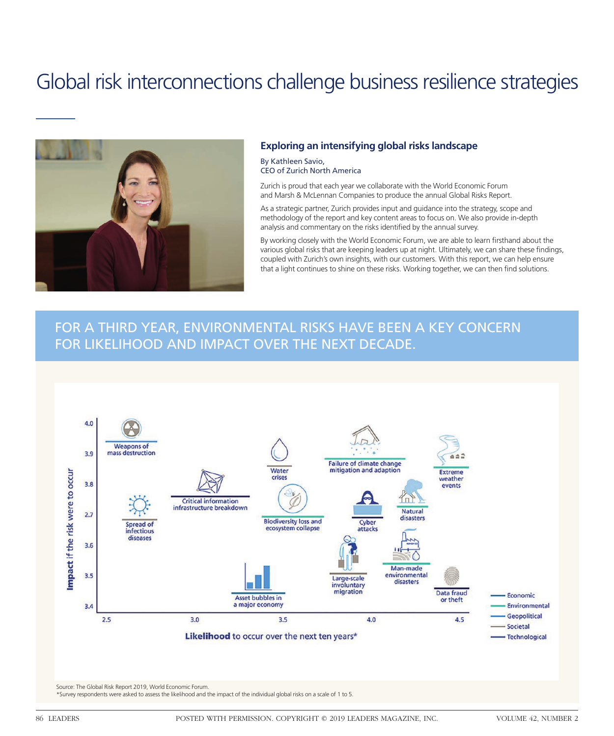# Global risk interconnections challenge business resilience strategies

## Exploring an intensifying global risks landscape

By Kathleen Savio,
CEO of Zurich North America

Zurich is proud that each year we collaborate with the World Economic Forum and Marsh & McLennan Companies to produce the annual Global Risks Report.

As a strategic partner, Zurich provides input and guidance into the strategy, scope and methodology of the report and key content areas to focus on. We also provide in-depth analysis and commentary on the risks identified by the annual survey.

By working closely with the World Economic Forum, we are able to learn firsthand about the various global risks that are keeping leaders up at night. Ultimately, we can share these findings, coupled with Zurich's own insights, with our customers. With this report, we can help ensure that a light continues to shine on these risks. Working together, we can then find solutions.

## FOR A THIRD YEAR, ENVIRONMENTAL RISKS HAVE BEEN A KEY CONCERN FOR LIKELIHOOD AND IMPACT OVER THE NEXT DECADE.

Impact if the risk were to occur (3.4–4.0) vs. Likelihood to occur over the next ten years* (2.5–4.5)

Risks shown: Weapons of mass destruction; Water crises; Failure of climate change mitigation and adaption; Extreme weather events; Critical information infrastructure breakdown; Spread of infectious diseases; Biodiversity loss and ecosystem collapse; Cyber attacks; Natural disasters; Man-made environmental disasters; Large-scale involuntary migration; Asset bubbles in a major economy; Data fraud or theft

Legend: Economic; Environmental; Geopolitical; Societal; Technological

Source: The Global Risk Report 2019, World Economic Forum.
*Survey respondents were asked to assess the likelihood and the impact of the individual global risks on a scale of 1 to 5.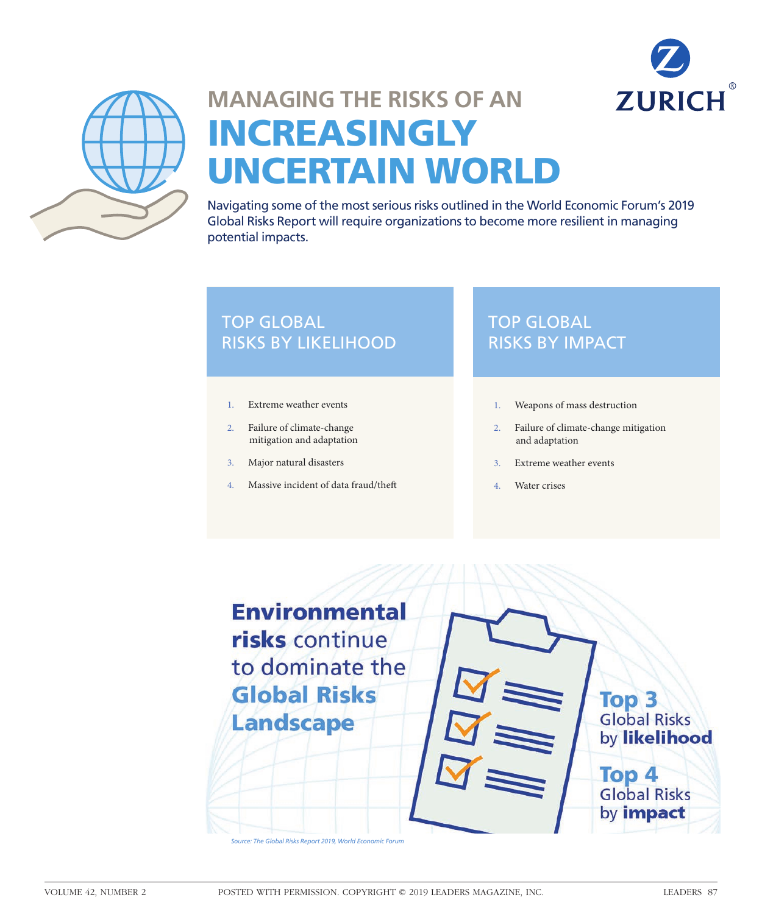ZURICH

# MANAGING THE RISKS OF AN INCREASINGLY UNCERTAIN WORLD

Navigating some of the most serious risks outlined in the World Economic Forum's 2019 Global Risks Report will require organizations to become more resilient in managing potential impacts.

## TOP GLOBAL RISKS BY LIKELIHOOD

1. Extreme weather events
2. Failure of climate-change mitigation and adaptation
3. Major natural disasters
4. Massive incident of data fraud/theft

## TOP GLOBAL RISKS BY IMPACT

1. Weapons of mass destruction
2. Failure of climate-change mitigation and adaptation
3. Extreme weather events
4. Water crises

**Environmental risks** continue to dominate the **Global Risks Landscape**

**Top 3** Global Risks by **likelihood**

**Top 4** Global Risks by **impact**

*Source: The Global Risks Report 2019, World Economic Forum*

POSTED WITH PERMISSION. COPYRIGHT © 2019 LEADERS MAGAZINE, INC.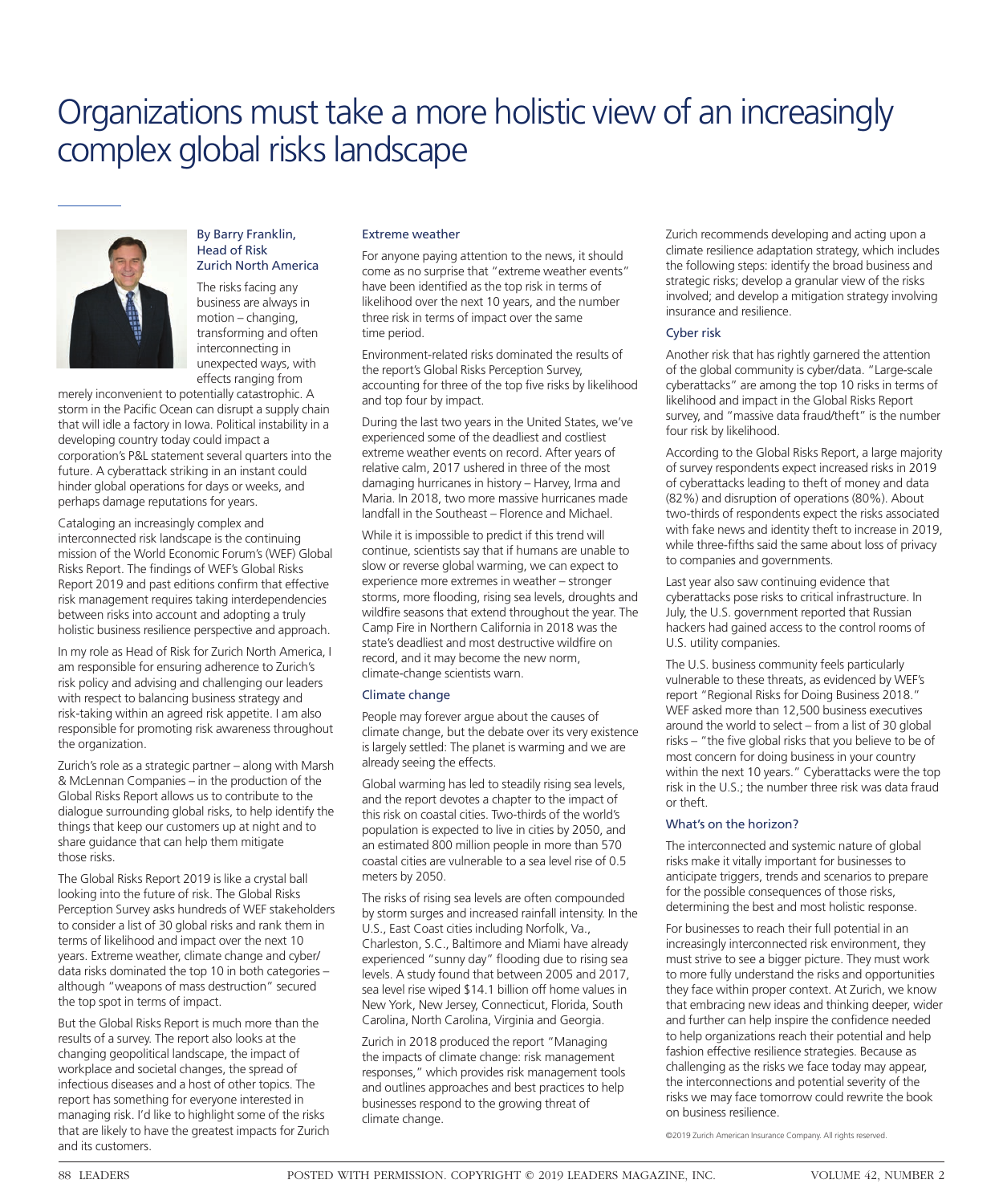# Organizations must take a more holistic view of an increasingly complex global risks landscape

By Barry Franklin, Head of Risk
Zurich North America

The risks facing any business are always in motion – changing, transforming and often interconnecting in unexpected ways, with effects ranging from merely inconvenient to potentially catastrophic. A storm in the Pacific Ocean can disrupt a supply chain that will idle a factory in Iowa. Political instability in a developing country today could impact a corporation's P&L statement several quarters into the future. A cyberattack striking in an instant could hinder global operations for days or weeks, and perhaps damage reputations for years.

Cataloging an increasingly complex and interconnected risk landscape is the continuing mission of the World Economic Forum's (WEF) Global Risks Report. The findings of WEF's Global Risks Report 2019 and past editions confirm that effective risk management requires taking interdependencies between risks into account and adopting a truly holistic business resilience perspective and approach.

In my role as Head of Risk for Zurich North America, I am responsible for ensuring adherence to Zurich's risk policy and advising and challenging our leaders with respect to balancing business strategy and risk-taking within an agreed risk appetite. I am also responsible for promoting risk awareness throughout the organization.

Zurich's role as a strategic partner – along with Marsh & McLennan Companies – in the production of the Global Risks Report allows us to contribute to the dialogue surrounding global risks, to help identify the things that keep our customers up at night and to share guidance that can help them mitigate those risks.

The Global Risks Report 2019 is like a crystal ball looking into the future of risk. The Global Risks Perception Survey asks hundreds of WEF stakeholders to consider a list of 30 global risks and rank them in terms of likelihood and impact over the next 10 years. Extreme weather, climate change and cyber/data risks dominated the top 10 in both categories – although "weapons of mass destruction" secured the top spot in terms of impact.

But the Global Risks Report is much more than the results of a survey. The report also looks at the changing geopolitical landscape, the impact of workplace and societal changes, the spread of infectious diseases and a host of other topics. The report has something for everyone interested in managing risk. I'd like to highlight some of the risks that are likely to have the greatest impacts for Zurich and its customers.

## Extreme weather

For anyone paying attention to the news, it should come as no surprise that "extreme weather events" have been identified as the top risk in terms of likelihood over the next 10 years, and the number three risk in terms of impact over the same time period.

Environment-related risks dominated the results of the report's Global Risks Perception Survey, accounting for three of the top five risks by likelihood and top four by impact.

During the last two years in the United States, we've experienced some of the deadliest and costliest extreme weather events on record. After years of relative calm, 2017 ushered in three of the most damaging hurricanes in history – Harvey, Irma and Maria. In 2018, two more massive hurricanes made landfall in the Southeast – Florence and Michael.

While it is impossible to predict if this trend will continue, scientists say that if humans are unable to slow or reverse global warming, we can expect to experience more extremes in weather – stronger storms, more flooding, rising sea levels, droughts and wildfire seasons that extend throughout the year. The Camp Fire in Northern California in 2018 was the state's deadliest and most destructive wildfire on record, and it may become the new norm, climate-change scientists warn.

## Climate change

People may forever argue about the causes of climate change, but the debate over its very existence is largely settled: The planet is warming and we are already seeing the effects.

Global warming has led to steadily rising sea levels, and the report devotes a chapter to the impact of this risk on coastal cities. Two-thirds of the world's population is expected to live in cities by 2050, and an estimated 800 million people in more than 570 coastal cities are vulnerable to a sea level rise of 0.5 meters by 2050.

The risks of rising sea levels are often compounded by storm surges and increased rainfall intensity. In the U.S., East Coast cities including Norfolk, Va., Charleston, S.C., Baltimore and Miami have already experienced "sunny day" flooding due to rising sea levels. A study found that between 2005 and 2017, sea level rise wiped $14.1 billion off home values in New York, New Jersey, Connecticut, Florida, South Carolina, North Carolina, Virginia and Georgia.

Zurich in 2018 produced the report "Managing the impacts of climate change: risk management responses," which provides risk management tools and outlines approaches and best practices to help businesses respond to the growing threat of climate change.

Zurich recommends developing and acting upon a climate resilience adaptation strategy, which includes the following steps: identify the broad business and strategic risks; develop a granular view of the risks involved; and develop a mitigation strategy involving insurance and resilience.

## Cyber risk

Another risk that has rightly garnered the attention of the global community is cyber/data. "Large-scale cyberattacks" are among the top 10 risks in terms of likelihood and impact in the Global Risks Report survey, and "massive data fraud/theft" is the number four risk by likelihood.

According to the Global Risks Report, a large majority of survey respondents expect increased risks in 2019 of cyberattacks leading to theft of money and data (82%) and disruption of operations (80%). About two-thirds of respondents expect the risks associated with fake news and identity theft to increase in 2019, while three-fifths said the same about loss of privacy to companies and governments.

Last year also saw continuing evidence that cyberattacks pose risks to critical infrastructure. In July, the U.S. government reported that Russian hackers had gained access to the control rooms of U.S. utility companies.

The U.S. business community feels particularly vulnerable to these threats, as evidenced by WEF's report "Regional Risks for Doing Business 2018." WEF asked more than 12,500 business executives around the world to select – from a list of 30 global risks – "the five global risks that you believe to be of most concern for doing business in your country within the next 10 years." Cyberattacks were the top risk in the U.S.; the number three risk was data fraud or theft.

## What's on the horizon?

The interconnected and systemic nature of global risks make it vitally important for businesses to anticipate triggers, trends and scenarios to prepare for the possible consequences of those risks, determining the best and most holistic response.

For businesses to reach their full potential in an increasingly interconnected risk environment, they must strive to see a bigger picture. They must work to more fully understand the risks and opportunities they face within proper context. At Zurich, we know that embracing new ideas and thinking deeper, wider and further can help inspire the confidence needed to help organizations reach their potential and help fashion effective resilience strategies. Because as challenging as the risks we face today may appear, the interconnections and potential severity of the risks we may face tomorrow could rewrite the book on business resilience.

©2019 Zurich American Insurance Company. All rights reserved.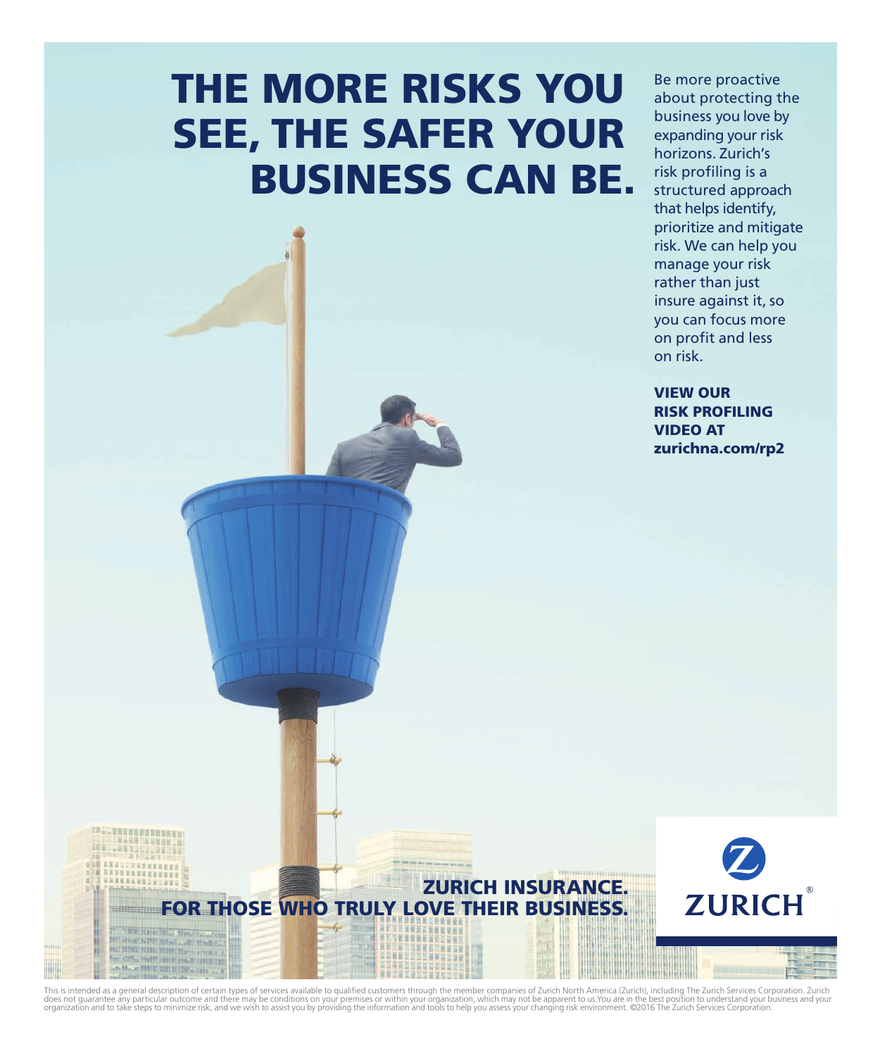# THE MORE RISKS YOU SEE, THE SAFER YOUR BUSINESS CAN BE.

Be more proactive about protecting the business you love by expanding your risk horizons. Zurich's risk profiling is a structured approach that helps identify, prioritize and mitigate risk. We can help you manage your risk rather than just insure against it, so you can focus more on profit and less on risk.

**VIEW OUR RISK PROFILING VIDEO AT zurichna.com/rp2**

**ZURICH INSURANCE. FOR THOSE WHO TRULY LOVE THEIR BUSINESS.**

ZURICH®

This is intended as a general description of certain types of services available to qualified customers through the member companies of Zurich North America (Zurich), including The Zurich Services Corporation. Zurich does not guarantee any particular outcome and there may be conditions on your premises or within your organization, which may not be apparent to us.You are in the best position to understand your business and your organization and to take steps to minimize risk, and we wish to assist you by providing the information and tools to help you assess your changing risk environment. ©2016 The Zurich Services Corporation.